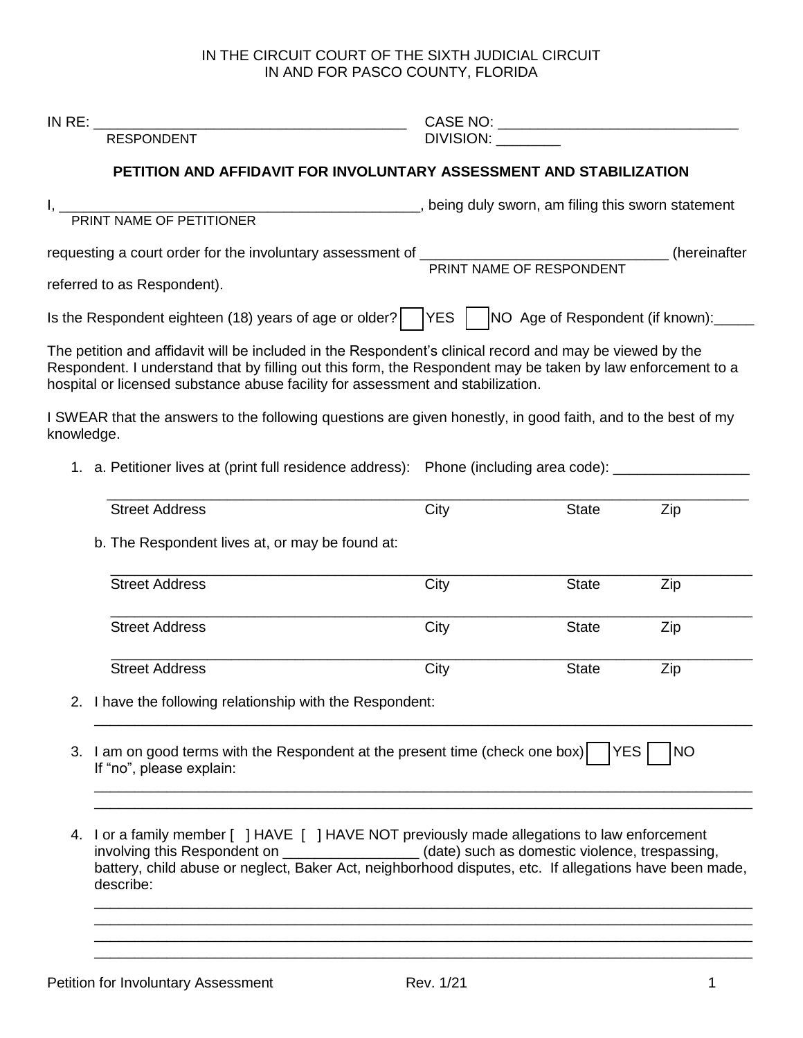IN THE CIRCUIT COURT OF THE SIXTH JUDICIAL CIRCUIT
IN AND FOR PASCO COUNTY, FLORIDA

IN RE: ______________________________________ CASE NO: ______________________________
RESPONDENT DIVISION: ________

## PETITION AND AFFIDAVIT FOR INVOLUNTARY ASSESSMENT AND STABILIZATION

I, ______________________________________________, being duly sworn, am filing this sworn statement
PRINT NAME OF PETITIONER

requesting a court order for the involuntary assessment of ______________________________ (hereinafter
PRINT NAME OF RESPONDENT

referred to as Respondent).

Is the Respondent eighteen (18) years of age or older? ☐ YES ☐ NO Age of Respondent (if known):_____

The petition and affidavit will be included in the Respondent's clinical record and may be viewed by the Respondent. I understand that by filling out this form, the Respondent may be taken by law enforcement to a hospital or licensed substance abuse facility for assessment and stabilization.

I SWEAR that the answers to the following questions are given honestly, in good faith, and to the best of my knowledge.

1. a. Petitioner lives at (print full residence address): Phone (including area code): _________________

   ______________________________________________________________________________
   Street Address City State Zip

   b. The Respondent lives at, or may be found at:

   ______________________________________________________________________________
   Street Address City State Zip

   ______________________________________________________________________________
   Street Address City State Zip

   ______________________________________________________________________________
   Street Address City State Zip

2. I have the following relationship with the Respondent:

   ______________________________________________________________________________

3. I am on good terms with the Respondent at the present time (check one box) ☐ YES ☐ NO
   If "no", please explain:

   ______________________________________________________________________________
   ______________________________________________________________________________

4. I or a family member [ ] HAVE [ ] HAVE NOT previously made allegations to law enforcement involving this Respondent on _________________ (date) such as domestic violence, trespassing, battery, child abuse or neglect, Baker Act, neighborhood disputes, etc. If allegations have been made, describe:

   ______________________________________________________________________________
   ______________________________________________________________________________
   ______________________________________________________________________________
   ______________________________________________________________________________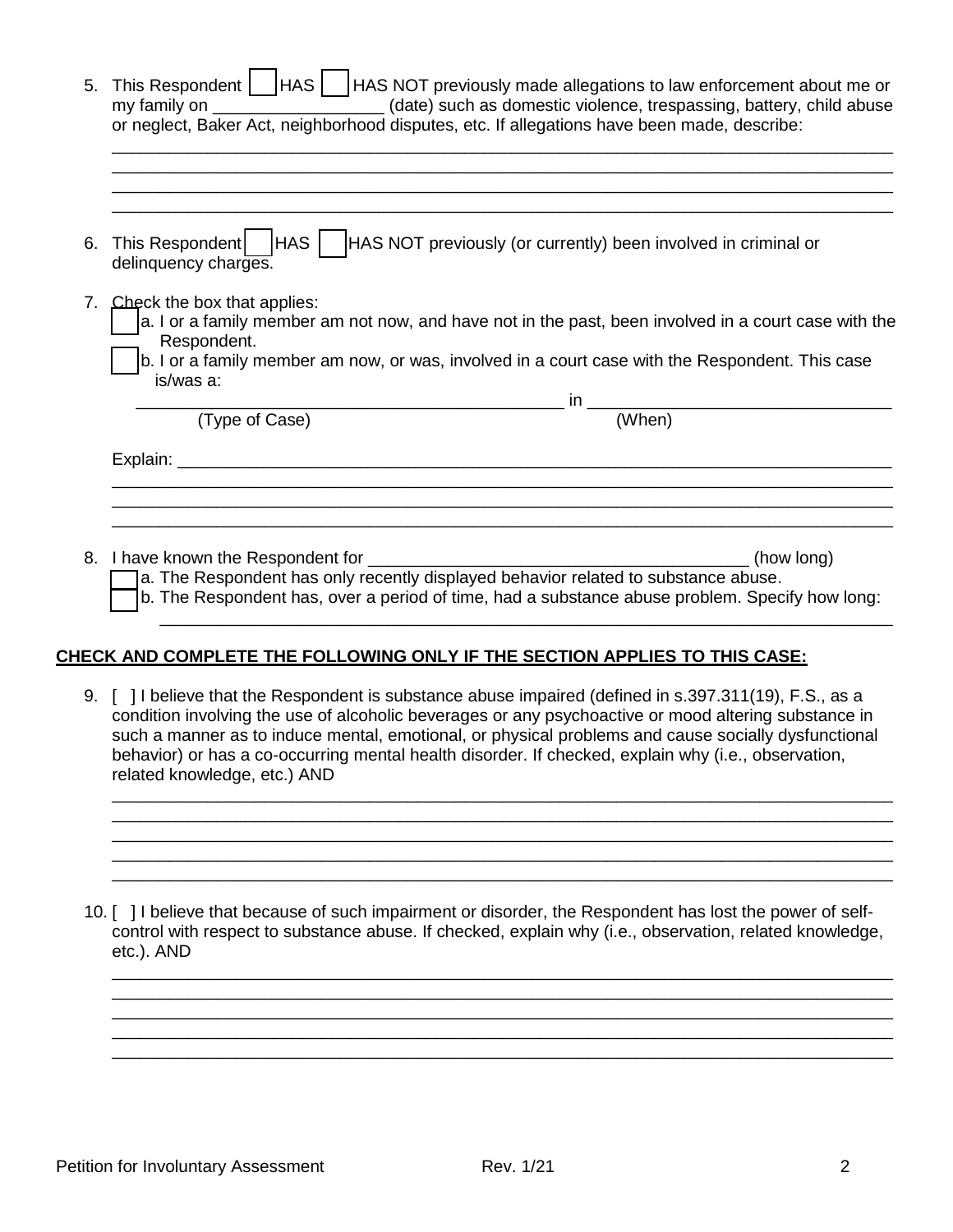5. This Respondent ☐ HAS ☐ HAS NOT previously made allegations to law enforcement about me or my family on __________________ (date) such as domestic violence, trespassing, battery, child abuse or neglect, Baker Act, neighborhood disputes, etc. If allegations have been made, describe:

______________________________________________________________________________
______________________________________________________________________________
______________________________________________________________________________
______________________________________________________________________________

6. This Respondent ☐ HAS ☐ HAS NOT previously (or currently) been involved in criminal or delinquency charges.

7. Check the box that applies:
   ☐ a. I or a family member am not now, and have not in the past, been involved in a court case with the Respondent.
   ☐ b. I or a family member am now, or was, involved in a court case with the Respondent. This case is/was a:

   ______________________________________________ in ________________________________
   (Type of Case) (When)

   Explain: ______________________________________________________________________
   ______________________________________________________________________________
   ______________________________________________________________________________
   ______________________________________________________________________________

8. I have known the Respondent for ________________________________________ (how long)
   ☐ a. The Respondent has only recently displayed behavior related to substance abuse.
   ☐ b. The Respondent has, over a period of time, had a substance abuse problem. Specify how long:
   ______________________________________________________________________________

**CHECK AND COMPLETE THE FOLLOWING ONLY IF THE SECTION APPLIES TO THIS CASE:**

9. [ ] I believe that the Respondent is substance abuse impaired (defined in s.397.311(19), F.S., as a condition involving the use of alcoholic beverages or any psychoactive or mood altering substance in such a manner as to induce mental, emotional, or physical problems and cause socially dysfunctional behavior) or has a co-occurring mental health disorder. If checked, explain why (i.e., observation, related knowledge, etc.) AND

______________________________________________________________________________
______________________________________________________________________________
______________________________________________________________________________
______________________________________________________________________________
______________________________________________________________________________

10. [ ] I believe that because of such impairment or disorder, the Respondent has lost the power of self-control with respect to substance abuse. If checked, explain why (i.e., observation, related knowledge, etc.). AND

______________________________________________________________________________
______________________________________________________________________________
______________________________________________________________________________
______________________________________________________________________________
______________________________________________________________________________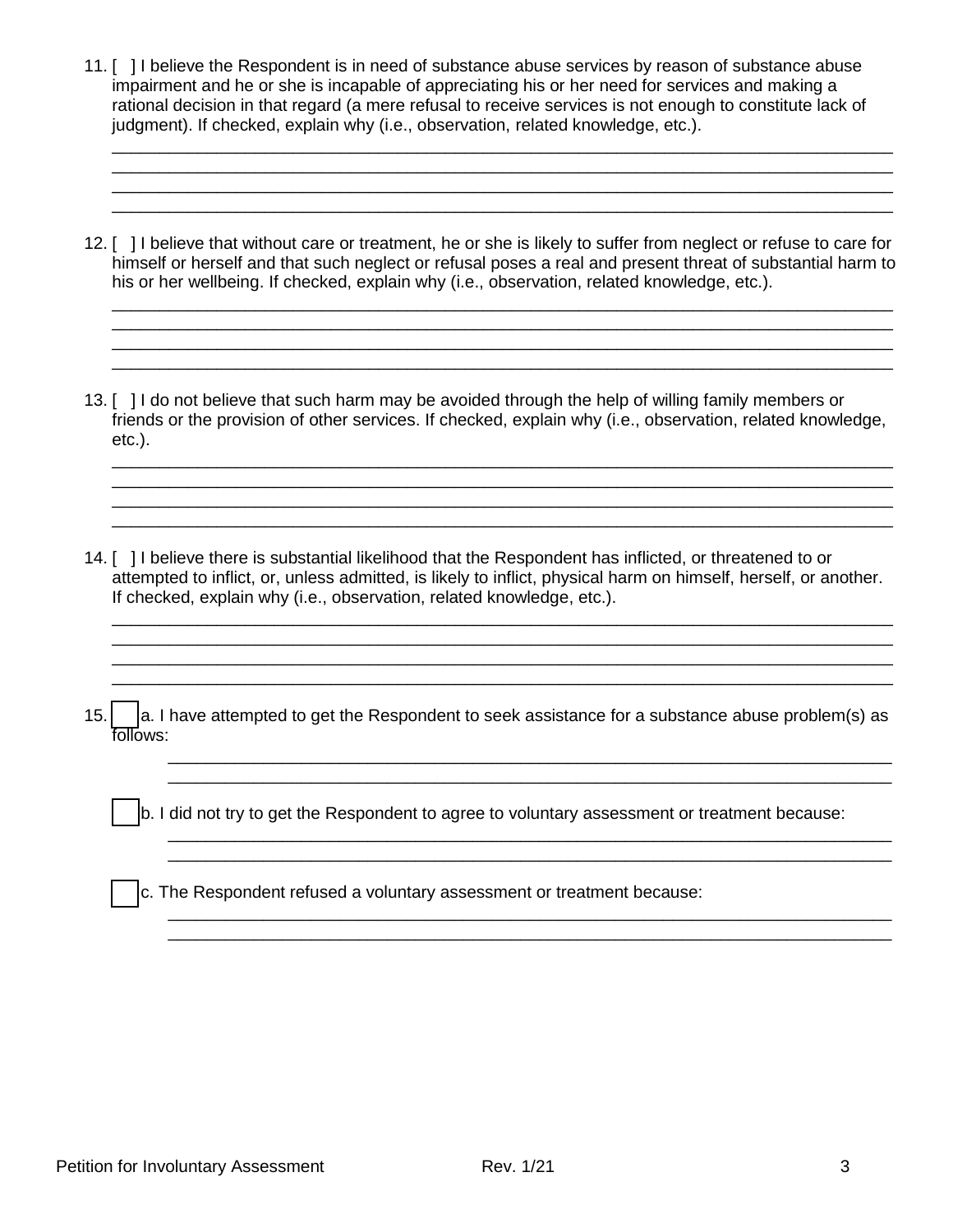11. [ ] I believe the Respondent is in need of substance abuse services by reason of substance abuse impairment and he or she is incapable of appreciating his or her need for services and making a rational decision in that regard (a mere refusal to receive services is not enough to constitute lack of judgment). If checked, explain why (i.e., observation, related knowledge, etc.).

________________________________________________________________________________
________________________________________________________________________________
________________________________________________________________________________
________________________________________________________________________________

12. [ ] I believe that without care or treatment, he or she is likely to suffer from neglect or refuse to care for himself or herself and that such neglect or refusal poses a real and present threat of substantial harm to his or her wellbeing. If checked, explain why (i.e., observation, related knowledge, etc.).

________________________________________________________________________________
________________________________________________________________________________
________________________________________________________________________________
________________________________________________________________________________

13. [ ] I do not believe that such harm may be avoided through the help of willing family members or friends or the provision of other services. If checked, explain why (i.e., observation, related knowledge, etc.).

________________________________________________________________________________
________________________________________________________________________________
________________________________________________________________________________
________________________________________________________________________________

14. [ ] I believe there is substantial likelihood that the Respondent has inflicted, or threatened to or attempted to inflict, or, unless admitted, is likely to inflict, physical harm on himself, herself, or another. If checked, explain why (i.e., observation, related knowledge, etc.).

________________________________________________________________________________
________________________________________________________________________________
________________________________________________________________________________
________________________________________________________________________________

15. [ ] a. I have attempted to get the Respondent to seek assistance for a substance abuse problem(s) as follows:

    ____________________________________________________________________________
    ____________________________________________________________________________

    [ ] b. I did not try to get the Respondent to agree to voluntary assessment or treatment because:

    ____________________________________________________________________________
    ____________________________________________________________________________

    [ ] c. The Respondent refused a voluntary assessment or treatment because:

    ____________________________________________________________________________
    ____________________________________________________________________________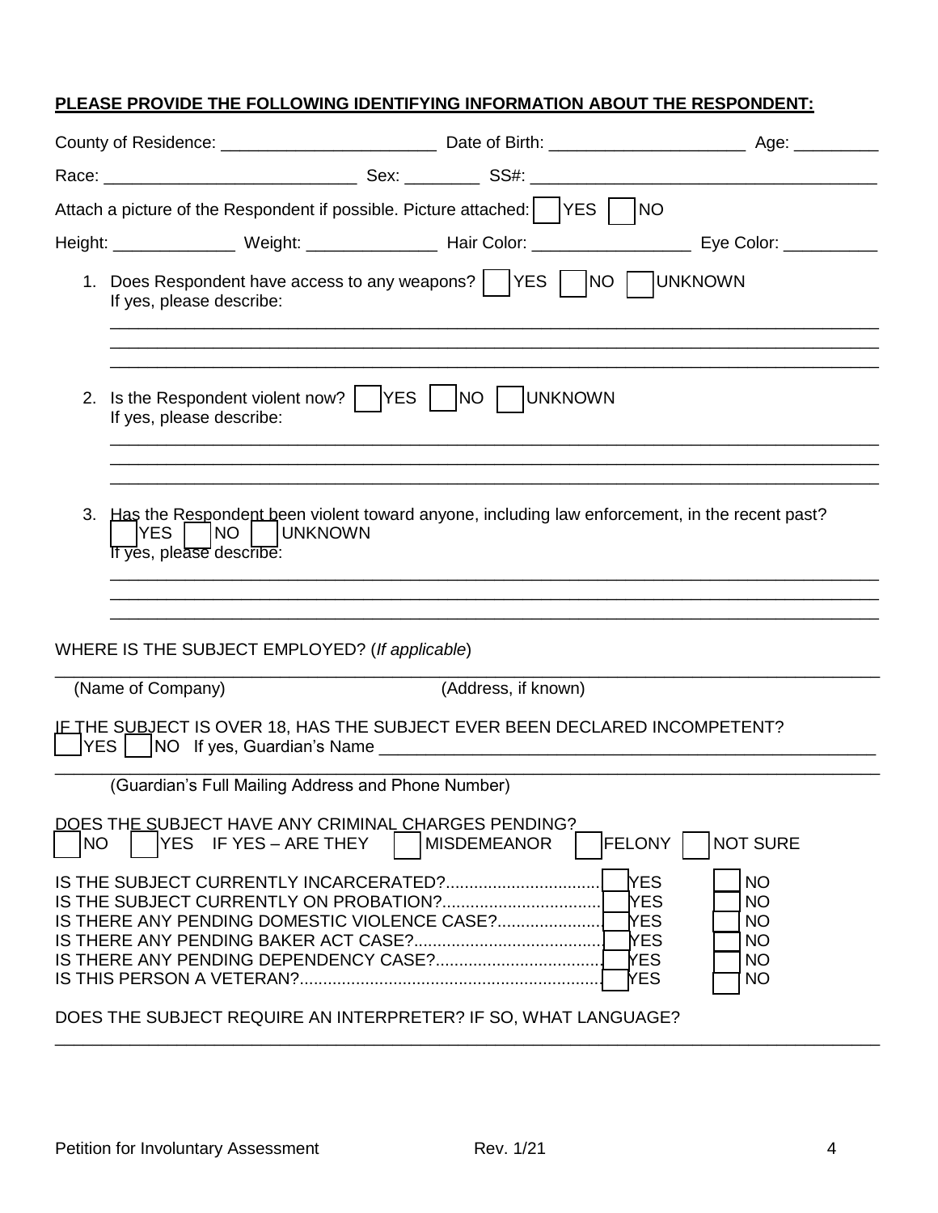**PLEASE PROVIDE THE FOLLOWING IDENTIFYING INFORMATION ABOUT THE RESPONDENT:**

County of Residence: _______________________ Date of Birth: _____________________ Age: _________

Race: ___________________________ Sex: ________ SS#: _____________________________________

Attach a picture of the Respondent if possible. Picture attached: ☐ YES ☐ NO

Height: _____________ Weight: ______________ Hair Color: _________________ Eye Color: __________

1. Does Respondent have access to any weapons? ☐ YES ☐ NO ☐ UNKNOWN
   If yes, please describe:
   ______________________________________________________________________________
   ______________________________________________________________________________
   ______________________________________________________________________________

2. Is the Respondent violent now? ☐ YES ☐ NO ☐ UNKNOWN
   If yes, please describe:
   ______________________________________________________________________________
   ______________________________________________________________________________
   ______________________________________________________________________________

3. Has the Respondent been violent toward anyone, including law enforcement, in the recent past?
   ☐ YES ☐ NO ☐ UNKNOWN
   If yes, please describe:
   ______________________________________________________________________________
   ______________________________________________________________________________
   ______________________________________________________________________________

WHERE IS THE SUBJECT EMPLOYED? (*If applicable*)

______________________________________________________________________________________
(Name of Company) (Address, if known)

IF THE SUBJECT IS OVER 18, HAS THE SUBJECT EVER BEEN DECLARED INCOMPETENT?
☐ YES ☐ NO If yes, Guardian's Name ______________________________________________________

______________________________________________________________________________________
(Guardian's Full Mailing Address and Phone Number)

DOES THE SUBJECT HAVE ANY CRIMINAL CHARGES PENDING?
☐ NO ☐ YES IF YES – ARE THEY ☐ MISDEMEANOR ☐ FELONY ☐ NOT SURE

IS THE SUBJECT CURRENTLY INCARCERATED?................................ ☐ YES ☐ NO
IS THE SUBJECT CURRENTLY ON PROBATION?................................ ☐ YES ☐ NO
IS THERE ANY PENDING DOMESTIC VIOLENCE CASE?...................... ☐ YES ☐ NO
IS THERE ANY PENDING BAKER ACT CASE?........................................ ☐ YES ☐ NO
IS THERE ANY PENDING DEPENDENCY CASE?.................................. ☐ YES ☐ NO
IS THIS PERSON A VETERAN?................................................................ ☐ YES ☐ NO

DOES THE SUBJECT REQUIRE AN INTERPRETER? IF SO, WHAT LANGUAGE?

______________________________________________________________________________________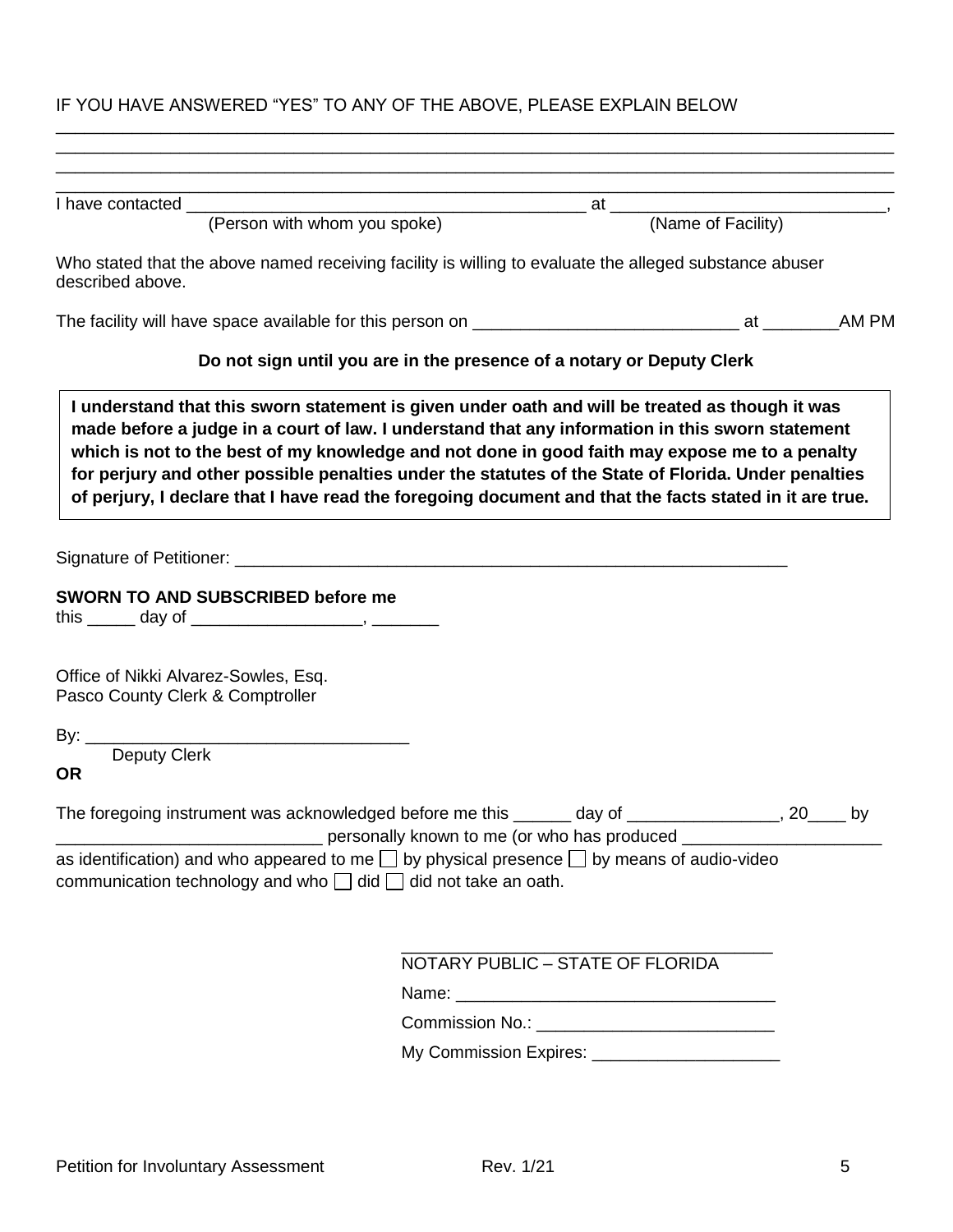IF YOU HAVE ANSWERED "YES" TO ANY OF THE ABOVE, PLEASE EXPLAIN BELOW

______________________________________________________________________________________

______________________________________________________________________________________

______________________________________________________________________________________

______________________________________________________________________________________

I have contacted ________________________________________ at ___________________________,
(Person with whom you spoke) (Name of Facility)

Who stated that the above named receiving facility is willing to evaluate the alleged substance abuser described above.

The facility will have space available for this person on ___________________________ at ________AM PM

**Do not sign until you are in the presence of a notary or Deputy Clerk**

**I understand that this sworn statement is given under oath and will be treated as though it was made before a judge in a court of law. I understand that any information in this sworn statement which is not to the best of my knowledge and not done in good faith may expose me to a penalty for perjury and other possible penalties under the statutes of the State of Florida. Under penalties of perjury, I declare that I have read the foregoing document and that the facts stated in it are true.**

Signature of Petitioner: ___________________________________________________________

**SWORN TO AND SUBSCRIBED before me**
this _____ day of _________________, _______

Office of Nikki Alvarez-Sowles, Esq.
Pasco County Clerk & Comptroller

By: _________________________________
Deputy Clerk

**OR**

The foregoing instrument was acknowledged before me this ______ day of ________________, 20____ by ____________________________ personally known to me (or who has produced _____________________ as identification) and who appeared to me ☐ by physical presence ☐ by means of audio-video communication technology and who ☐ did ☐ did not take an oath.

_______________________________________
NOTARY PUBLIC – STATE OF FLORIDA

Name: _________________________________

Commission No.: ________________________

My Commission Expires: ___________________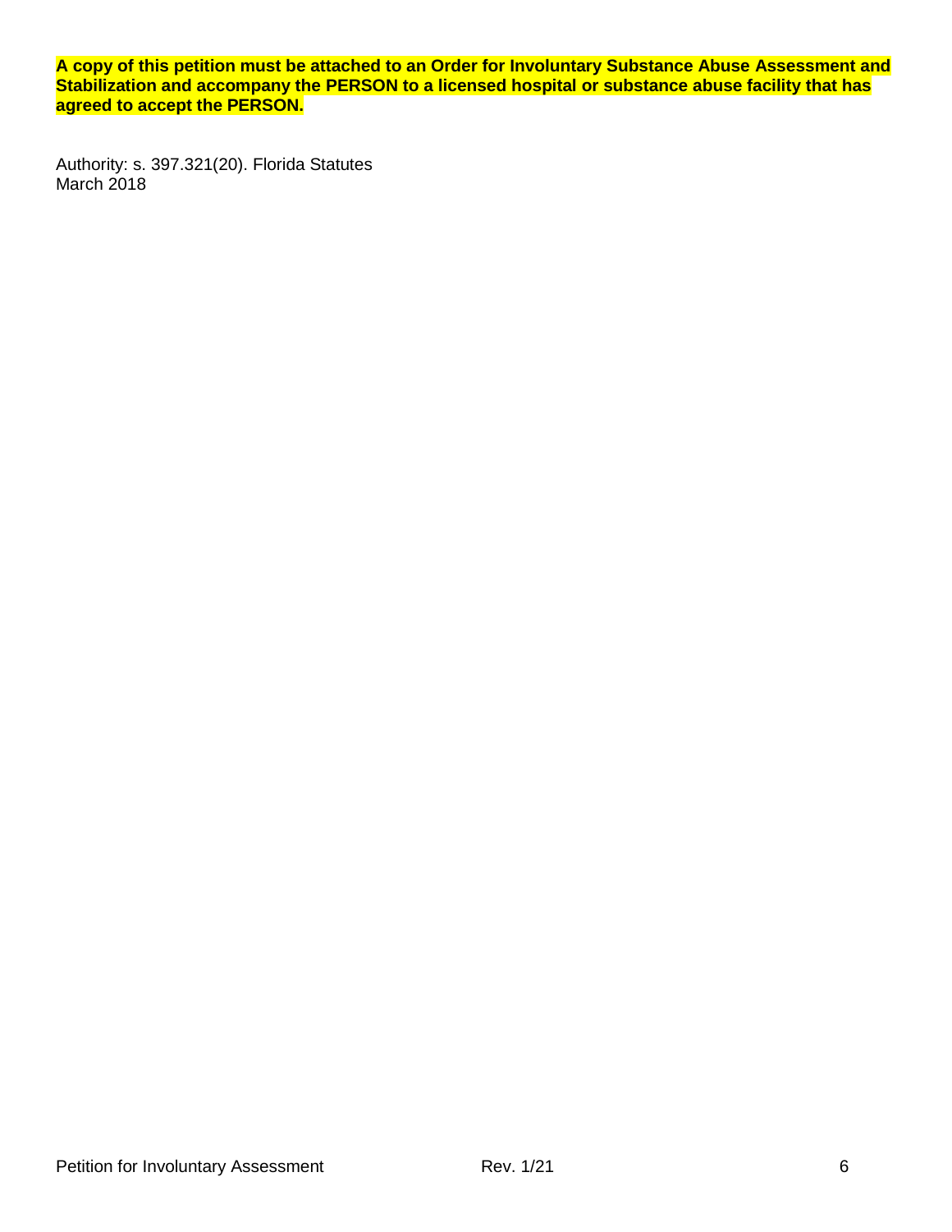**A copy of this petition must be attached to an Order for Involuntary Substance Abuse Assessment and Stabilization and accompany the PERSON to a licensed hospital or substance abuse facility that has agreed to accept the PERSON.**

Authority: s. 397.321(20). Florida Statutes
March 2018